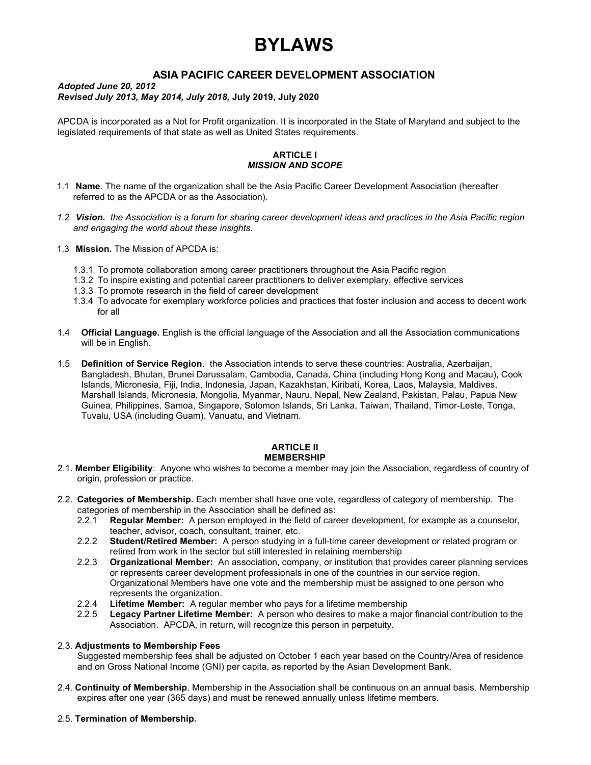# BYLAWS

## ASIA PACIFIC CAREER DEVELOPMENT ASSOCIATION

***Adopted June 20, 2012***
***Revised July 2013, May 2014, July 2018,* July 2019, July 2020**

APCDA is incorporated as a Not for Profit organization. It is incorporated in the State of Maryland and subject to the legislated requirements of that state as well as United States requirements.

### ARTICLE I
### *MISSION AND SCOPE*

1.1 **Name**. The name of the organization shall be the Asia Pacific Career Development Association (hereafter referred to as the APCDA or as the Association).

*1.2 **Vision.** the Association is a forum for sharing career development ideas and practices in the Asia Pacific region and engaging the world about these insights.*

1.3 **Mission.** The Mission of APCDA is:

- 1.3.1 To promote collaboration among career practitioners throughout the Asia Pacific region
- 1.3.2 To inspire existing and potential career practitioners to deliver exemplary, effective services
- 1.3.3 To promote research in the field of career development
- 1.3.4 To advocate for exemplary workforce policies and practices that foster inclusion and access to decent work for all

1.4 **Official Language.** English is the official language of the Association and all the Association communications will be in English.

1.5 **Definition of Service Region**. the Association intends to serve these countries: Australia, Azerbaijan, Bangladesh, Bhutan, Brunei Darussalam, Cambodia, Canada, China (including Hong Kong and Macau), Cook Islands, Micronesia, Fiji, India, Indonesia, Japan, Kazakhstan, Kiribati, Korea, Laos, Malaysia, Maldives, Marshall Islands, Micronesia, Mongolia, Myanmar, Nauru, Nepal, New Zealand, Pakistan, Palau, Papua New Guinea, Philippines, Samoa, Singapore, Solomon Islands, Sri Lanka, Taiwan, Thailand, Timor-Leste, Tonga, Tuvalu, USA (including Guam), Vanuatu, and Vietnam.

### ARTICLE II
### MEMBERSHIP

2.1. **Member Eligibility**: Anyone who wishes to become a member may join the Association, regardless of country of origin, profession or practice.

2.2. **Categories of Membership.** Each member shall have one vote, regardless of category of membership. The categories of membership in the Association shall be defined as:

- 2.2.1 **Regular Member:** A person employed in the field of career development, for example as a counselor, teacher, advisor, coach, consultant, trainer, etc.
- 2.2.2 **Student/Retired Member:** A person studying in a full-time career development or related program or retired from work in the sector but still interested in retaining membership
- 2.2.3 **Organizational Member:** An association, company, or institution that provides career planning services or represents career development professionals in one of the countries in our service region. Organizational Members have one vote and the membership must be assigned to one person who represents the organization.
- 2.2.4 **Lifetime Member:** A regular member who pays for a lifetime membership
- 2.2.5 **Legacy Partner Lifetime Member:** A person who desires to make a major financial contribution to the Association. APCDA, in return, will recognize this person in perpetuity.

2.3. **Adjustments to Membership Fees**

Suggested membership fees shall be adjusted on October 1 each year based on the Country/Area of residence and on Gross National Income (GNI) per capita, as reported by the Asian Development Bank.

2.4. **Continuity of Membership**. Membership in the Association shall be continuous on an annual basis. Membership expires after one year (365 days) and must be renewed annually unless lifetime members.

2.5. **Termination of Membership.**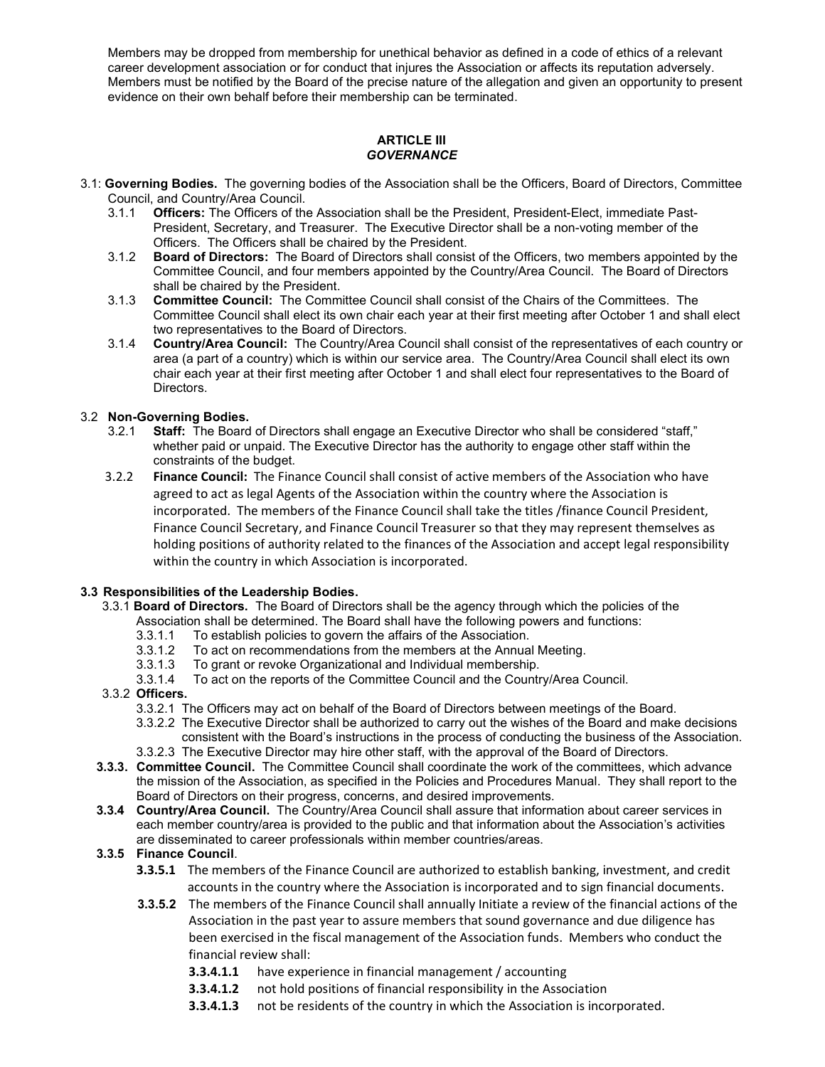Members may be dropped from membership for unethical behavior as defined in a code of ethics of a relevant career development association or for conduct that injures the Association or affects its reputation adversely. Members must be notified by the Board of the precise nature of the allegation and given an opportunity to present evidence on their own behalf before their membership can be terminated.

## ARTICLE III
### *GOVERNANCE*

3.1: **Governing Bodies.** The governing bodies of the Association shall be the Officers, Board of Directors, Committee Council, and Country/Area Council.

- 3.1.1 **Officers:** The Officers of the Association shall be the President, President-Elect, immediate Past-President, Secretary, and Treasurer. The Executive Director shall be a non-voting member of the Officers. The Officers shall be chaired by the President.
- 3.1.2 **Board of Directors:** The Board of Directors shall consist of the Officers, two members appointed by the Committee Council, and four members appointed by the Country/Area Council. The Board of Directors shall be chaired by the President.
- 3.1.3 **Committee Council:** The Committee Council shall consist of the Chairs of the Committees. The Committee Council shall elect its own chair each year at their first meeting after October 1 and shall elect two representatives to the Board of Directors.
- 3.1.4 **Country/Area Council:** The Country/Area Council shall consist of the representatives of each country or area (a part of a country) which is within our service area. The Country/Area Council shall elect its own chair each year at their first meeting after October 1 and shall elect four representatives to the Board of Directors.

3.2 **Non-Governing Bodies.**

- 3.2.1 **Staff:** The Board of Directors shall engage an Executive Director who shall be considered "staff," whether paid or unpaid. The Executive Director has the authority to engage other staff within the constraints of the budget.
- 3.2.2 **Finance Council:** The Finance Council shall consist of active members of the Association who have agreed to act as legal Agents of the Association within the country where the Association is incorporated. The members of the Finance Council shall take the titles /finance Council President, Finance Council Secretary, and Finance Council Treasurer so that they may represent themselves as holding positions of authority related to the finances of the Association and accept legal responsibility within the country in which Association is incorporated.

**3.3 Responsibilities of the Leadership Bodies.**

- 3.3.1 **Board of Directors.** The Board of Directors shall be the agency through which the policies of the Association shall be determined. The Board shall have the following powers and functions:
  - 3.3.1.1 To establish policies to govern the affairs of the Association.
  - 3.3.1.2 To act on recommendations from the members at the Annual Meeting.
  - 3.3.1.3 To grant or revoke Organizational and Individual membership.
  - 3.3.1.4 To act on the reports of the Committee Council and the Country/Area Council.
- 3.3.2 **Officers.**
  - 3.3.2.1 The Officers may act on behalf of the Board of Directors between meetings of the Board.
  - 3.3.2.2 The Executive Director shall be authorized to carry out the wishes of the Board and make decisions consistent with the Board's instructions in the process of conducting the business of the Association.
  - 3.3.2.3 The Executive Director may hire other staff, with the approval of the Board of Directors.
- **3.3.3. Committee Council.** The Committee Council shall coordinate the work of the committees, which advance the mission of the Association, as specified in the Policies and Procedures Manual. They shall report to the Board of Directors on their progress, concerns, and desired improvements.
- **3.3.4 Country/Area Council.** The Country/Area Council shall assure that information about career services in each member country/area is provided to the public and that information about the Association's activities are disseminated to career professionals within member countries/areas.
- **3.3.5 Finance Council**.
  - **3.3.5.1** The members of the Finance Council are authorized to establish banking, investment, and credit accounts in the country where the Association is incorporated and to sign financial documents.
  - **3.3.5.2** The members of the Finance Council shall annually Initiate a review of the financial actions of the Association in the past year to assure members that sound governance and due diligence has been exercised in the fiscal management of the Association funds. Members who conduct the financial review shall:
    - **3.3.4.1.1** have experience in financial management / accounting
    - **3.3.4.1.2** not hold positions of financial responsibility in the Association
    - **3.3.4.1.3** not be residents of the country in which the Association is incorporated.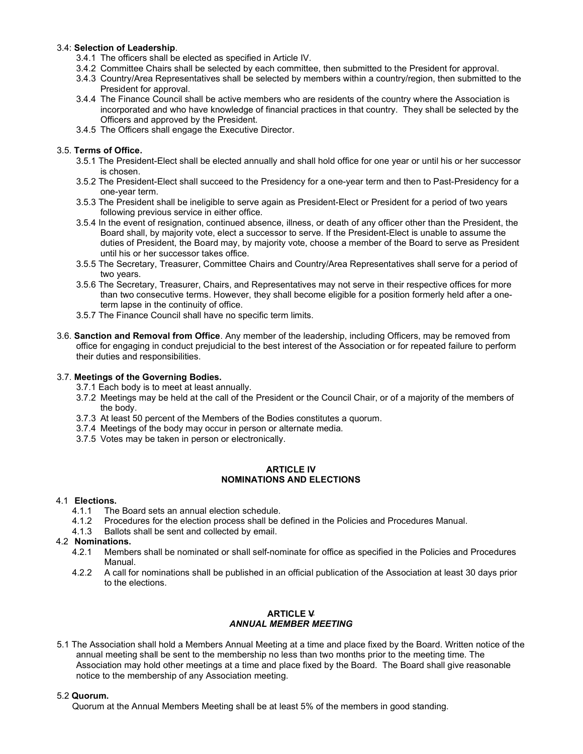3.4: **Selection of Leadership**.

- 3.4.1 The officers shall be elected as specified in Article IV.
- 3.4.2 Committee Chairs shall be selected by each committee, then submitted to the President for approval.
- 3.4.3 Country/Area Representatives shall be selected by members within a country/region, then submitted to the President for approval.
- 3.4.4 The Finance Council shall be active members who are residents of the country where the Association is incorporated and who have knowledge of financial practices in that country. They shall be selected by the Officers and approved by the President.
- 3.4.5 The Officers shall engage the Executive Director.

3.5. **Terms of Office.**

- 3.5.1 The President-Elect shall be elected annually and shall hold office for one year or until his or her successor is chosen.
- 3.5.2 The President-Elect shall succeed to the Presidency for a one-year term and then to Past-Presidency for a one-year term.
- 3.5.3 The President shall be ineligible to serve again as President-Elect or President for a period of two years following previous service in either office.
- 3.5.4 In the event of resignation, continued absence, illness, or death of any officer other than the President, the Board shall, by majority vote, elect a successor to serve. If the President-Elect is unable to assume the duties of President, the Board may, by majority vote, choose a member of the Board to serve as President until his or her successor takes office.
- 3.5.5 The Secretary, Treasurer, Committee Chairs and Country/Area Representatives shall serve for a period of two years.
- 3.5.6 The Secretary, Treasurer, Chairs, and Representatives may not serve in their respective offices for more than two consecutive terms. However, they shall become eligible for a position formerly held after a one-term lapse in the continuity of office.
- 3.5.7 The Finance Council shall have no specific term limits.

3.6. **Sanction and Removal from Office**. Any member of the leadership, including Officers, may be removed from office for engaging in conduct prejudicial to the best interest of the Association or for repeated failure to perform their duties and responsibilities.

3.7. **Meetings of the Governing Bodies.**

- 3.7.1 Each body is to meet at least annually.
- 3.7.2 Meetings may be held at the call of the President or the Council Chair, or of a majority of the members of the body.
- 3.7.3 At least 50 percent of the Members of the Bodies constitutes a quorum.
- 3.7.4 Meetings of the body may occur in person or alternate media.
- 3.7.5 Votes may be taken in person or electronically.

## ARTICLE IV
## NOMINATIONS AND ELECTIONS

4.1 **Elections.**

- 4.1.1 The Board sets an annual election schedule.
- 4.1.2 Procedures for the election process shall be defined in the Policies and Procedures Manual.
- 4.1.3 Ballots shall be sent and collected by email.

4.2 **Nominations.**

- 4.2.1 Members shall be nominated or shall self-nominate for office as specified in the Policies and Procedures Manual.
- 4.2.2 A call for nominations shall be published in an official publication of the Association at least 30 days prior to the elections.

## ARTICLE ~~V~~
## *ANNUAL MEMBER MEETING*

5.1 The Association shall hold a Members Annual Meeting at a time and place fixed by the Board. Written notice of the annual meeting shall be sent to the membership no less than two months prior to the meeting time. The Association may hold other meetings at a time and place fixed by the Board. The Board shall give reasonable notice to the membership of any Association meeting.

5.2 **Quorum.**

Quorum at the Annual Members Meeting shall be at least 5% of the members in good standing.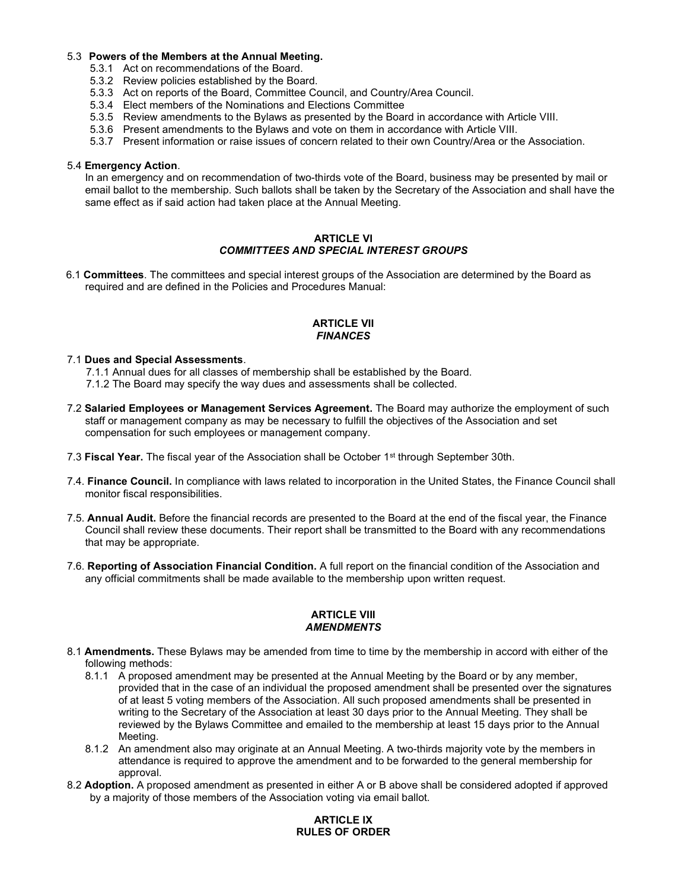5.3 **Powers of the Members at the Annual Meeting.**

- 5.3.1 Act on recommendations of the Board.
- 5.3.2 Review policies established by the Board.
- 5.3.3 Act on reports of the Board, Committee Council, and Country/Area Council.
- 5.3.4 Elect members of the Nominations and Elections Committee
- 5.3.5 Review amendments to the Bylaws as presented by the Board in accordance with Article VIII.
- 5.3.6 Present amendments to the Bylaws and vote on them in accordance with Article VIII.
- 5.3.7 Present information or raise issues of concern related to their own Country/Area or the Association.

5.4 **Emergency Action**.

In an emergency and on recommendation of two-thirds vote of the Board, business may be presented by mail or email ballot to the membership. Such ballots shall be taken by the Secretary of the Association and shall have the same effect as if said action had taken place at the Annual Meeting.

## ARTICLE VI
### *COMMITTEES AND SPECIAL INTEREST GROUPS*

6.1 **Committees**. The committees and special interest groups of the Association are determined by the Board as required and are defined in the Policies and Procedures Manual:

## ARTICLE VII
### *FINANCES*

7.1 **Dues and Special Assessments**.

- 7.1.1 Annual dues for all classes of membership shall be established by the Board.
- 7.1.2 The Board may specify the way dues and assessments shall be collected.

7.2 **Salaried Employees or Management Services Agreement.** The Board may authorize the employment of such staff or management company as may be necessary to fulfill the objectives of the Association and set compensation for such employees or management company.

7.3 **Fiscal Year.** The fiscal year of the Association shall be October 1st through September 30th.

7.4. **Finance Council.** In compliance with laws related to incorporation in the United States, the Finance Council shall monitor fiscal responsibilities.

7.5. **Annual Audit.** Before the financial records are presented to the Board at the end of the fiscal year, the Finance Council shall review these documents. Their report shall be transmitted to the Board with any recommendations that may be appropriate.

7.6. **Reporting of Association Financial Condition.** A full report on the financial condition of the Association and any official commitments shall be made available to the membership upon written request.

## ARTICLE VIII
### *AMENDMENTS*

8.1 **Amendments.** These Bylaws may be amended from time to time by the membership in accord with either of the following methods:

- 8.1.1 A proposed amendment may be presented at the Annual Meeting by the Board or by any member, provided that in the case of an individual the proposed amendment shall be presented over the signatures of at least 5 voting members of the Association. All such proposed amendments shall be presented in writing to the Secretary of the Association at least 30 days prior to the Annual Meeting. They shall be reviewed by the Bylaws Committee and emailed to the membership at least 15 days prior to the Annual Meeting.
- 8.1.2 An amendment also may originate at an Annual Meeting. A two-thirds majority vote by the members in attendance is required to approve the amendment and to be forwarded to the general membership for approval.

8.2 **Adoption.** A proposed amendment as presented in either A or B above shall be considered adopted if approved by a majority of those members of the Association voting via email ballot.

## ARTICLE IX
### RULES OF ORDER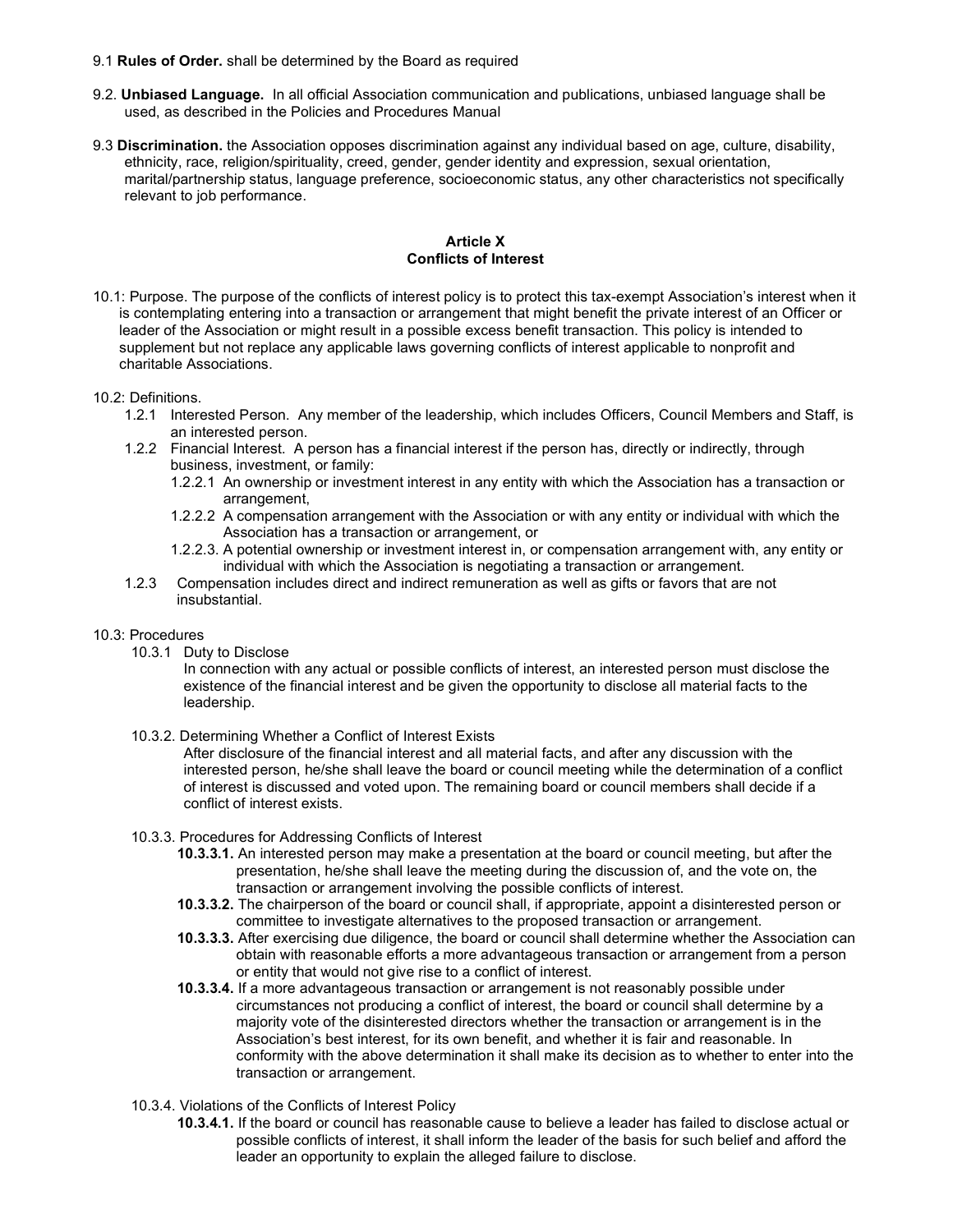9.1 **Rules of Order.** shall be determined by the Board as required

9.2. **Unbiased Language.** In all official Association communication and publications, unbiased language shall be used, as described in the Policies and Procedures Manual

9.3 **Discrimination.** the Association opposes discrimination against any individual based on age, culture, disability, ethnicity, race, religion/spirituality, creed, gender, gender identity and expression, sexual orientation, marital/partnership status, language preference, socioeconomic status, any other characteristics not specifically relevant to job performance.

## Article X
## Conflicts of Interest

10.1: Purpose. The purpose of the conflicts of interest policy is to protect this tax-exempt Association's interest when it is contemplating entering into a transaction or arrangement that might benefit the private interest of an Officer or leader of the Association or might result in a possible excess benefit transaction. This policy is intended to supplement but not replace any applicable laws governing conflicts of interest applicable to nonprofit and charitable Associations.

10.2: Definitions.

- 1.2.1 Interested Person. Any member of the leadership, which includes Officers, Council Members and Staff, is an interested person.
- 1.2.2 Financial Interest. A person has a financial interest if the person has, directly or indirectly, through business, investment, or family:
  - 1.2.2.1 An ownership or investment interest in any entity with which the Association has a transaction or arrangement,
  - 1.2.2.2 A compensation arrangement with the Association or with any entity or individual with which the Association has a transaction or arrangement, or
  - 1.2.2.3. A potential ownership or investment interest in, or compensation arrangement with, any entity or individual with which the Association is negotiating a transaction or arrangement.
- 1.2.3 Compensation includes direct and indirect remuneration as well as gifts or favors that are not insubstantial.

10.3: Procedures

10.3.1 Duty to Disclose

In connection with any actual or possible conflicts of interest, an interested person must disclose the existence of the financial interest and be given the opportunity to disclose all material facts to the leadership.

10.3.2. Determining Whether a Conflict of Interest Exists

After disclosure of the financial interest and all material facts, and after any discussion with the interested person, he/she shall leave the board or council meeting while the determination of a conflict of interest is discussed and voted upon. The remaining board or council members shall decide if a conflict of interest exists.

10.3.3. Procedures for Addressing Conflicts of Interest

**10.3.3.1.** An interested person may make a presentation at the board or council meeting, but after the presentation, he/she shall leave the meeting during the discussion of, and the vote on, the transaction or arrangement involving the possible conflicts of interest.

**10.3.3.2.** The chairperson of the board or council shall, if appropriate, appoint a disinterested person or committee to investigate alternatives to the proposed transaction or arrangement.

**10.3.3.3.** After exercising due diligence, the board or council shall determine whether the Association can obtain with reasonable efforts a more advantageous transaction or arrangement from a person or entity that would not give rise to a conflict of interest.

**10.3.3.4.** If a more advantageous transaction or arrangement is not reasonably possible under circumstances not producing a conflict of interest, the board or council shall determine by a majority vote of the disinterested directors whether the transaction or arrangement is in the Association's best interest, for its own benefit, and whether it is fair and reasonable. In conformity with the above determination it shall make its decision as to whether to enter into the transaction or arrangement.

10.3.4. Violations of the Conflicts of Interest Policy

**10.3.4.1.** If the board or council has reasonable cause to believe a leader has failed to disclose actual or possible conflicts of interest, it shall inform the leader of the basis for such belief and afford the leader an opportunity to explain the alleged failure to disclose.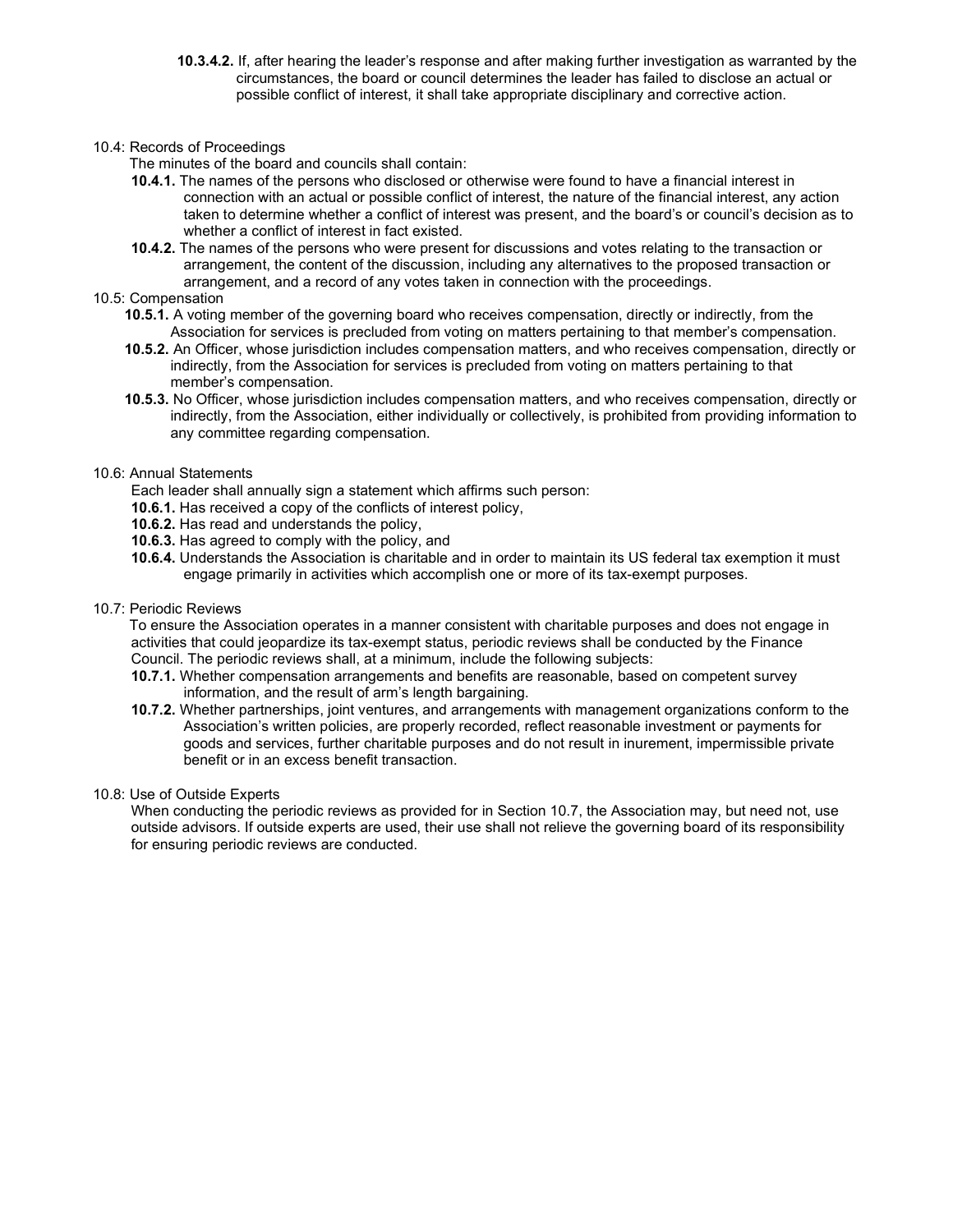**10.3.4.2.** If, after hearing the leader's response and after making further investigation as warranted by the circumstances, the board or council determines the leader has failed to disclose an actual or possible conflict of interest, it shall take appropriate disciplinary and corrective action.

10.4: Records of Proceedings

The minutes of the board and councils shall contain:

**10.4.1.** The names of the persons who disclosed or otherwise were found to have a financial interest in connection with an actual or possible conflict of interest, the nature of the financial interest, any action taken to determine whether a conflict of interest was present, and the board's or council's decision as to whether a conflict of interest in fact existed.

**10.4.2.** The names of the persons who were present for discussions and votes relating to the transaction or arrangement, the content of the discussion, including any alternatives to the proposed transaction or arrangement, and a record of any votes taken in connection with the proceedings.

10.5: Compensation

**10.5.1.** A voting member of the governing board who receives compensation, directly or indirectly, from the Association for services is precluded from voting on matters pertaining to that member's compensation.

**10.5.2.** An Officer, whose jurisdiction includes compensation matters, and who receives compensation, directly or indirectly, from the Association for services is precluded from voting on matters pertaining to that member's compensation.

**10.5.3.** No Officer, whose jurisdiction includes compensation matters, and who receives compensation, directly or indirectly, from the Association, either individually or collectively, is prohibited from providing information to any committee regarding compensation.

10.6: Annual Statements

Each leader shall annually sign a statement which affirms such person:

**10.6.1.** Has received a copy of the conflicts of interest policy,

**10.6.2.** Has read and understands the policy,

**10.6.3.** Has agreed to comply with the policy, and

**10.6.4.** Understands the Association is charitable and in order to maintain its US federal tax exemption it must engage primarily in activities which accomplish one or more of its tax-exempt purposes.

10.7: Periodic Reviews

To ensure the Association operates in a manner consistent with charitable purposes and does not engage in activities that could jeopardize its tax-exempt status, periodic reviews shall be conducted by the Finance Council. The periodic reviews shall, at a minimum, include the following subjects:

**10.7.1.** Whether compensation arrangements and benefits are reasonable, based on competent survey information, and the result of arm's length bargaining.

**10.7.2.** Whether partnerships, joint ventures, and arrangements with management organizations conform to the Association's written policies, are properly recorded, reflect reasonable investment or payments for goods and services, further charitable purposes and do not result in inurement, impermissible private benefit or in an excess benefit transaction.

10.8: Use of Outside Experts

When conducting the periodic reviews as provided for in Section 10.7, the Association may, but need not, use outside advisors. If outside experts are used, their use shall not relieve the governing board of its responsibility for ensuring periodic reviews are conducted.